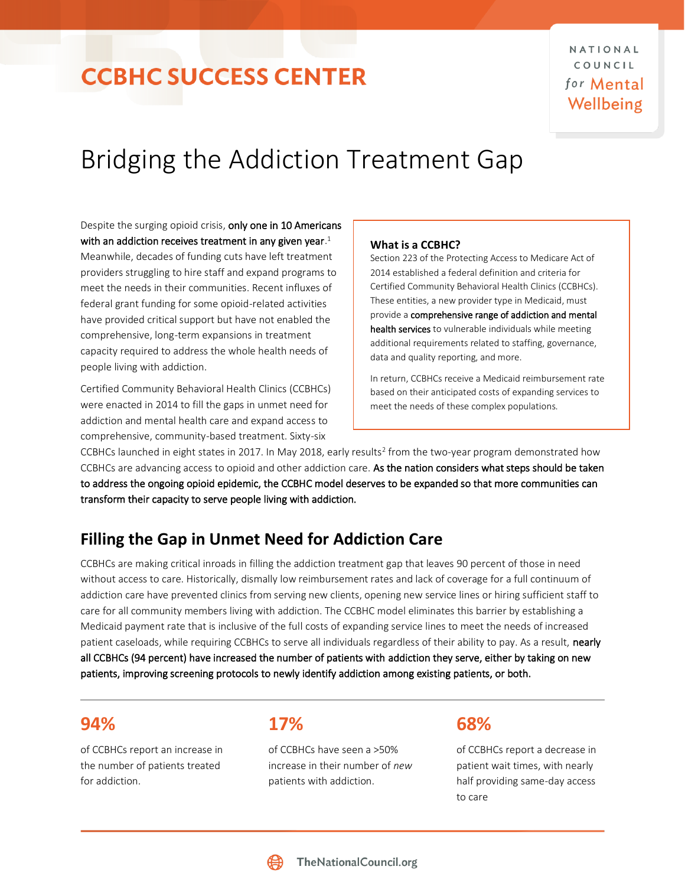# CCBHC SUCCESS CENTER

NATIONAL COUNCIL *for* Mental Wellbeing

# Bridging the Addiction Treatment Gap

Despite the surging opioid crisis, **only one in 10 Americans with an addiction receives treatment in any given year**.[1] Meanwhile, decades of funding cuts have left treatment providers struggling to hire staff and expand programs to meet the needs in their communities. Recent influxes of federal grant funding for some opioid-related activities have provided critical support but have not enabled the comprehensive, long-term expansions in treatment capacity required to address the whole health needs of people living with addiction.

Certified Community Behavioral Health Clinics (CCBHCs) were enacted in 2014 to fill the gaps in unmet need for addiction and mental health care and expand access to comprehensive, community-based treatment. Sixty-six CCBHCs launched in eight states in 2017. In May 2018, early results[2] from the two-year program demonstrated how CCBHCs are advancing access to opioid and other addiction care. **As the nation considers what steps should be taken to address the ongoing opioid epidemic, the CCBHC model deserves to be expanded so that more communities can transform their capacity to serve people living with addiction.**

> **What is a CCBHC?**
>
> Section 223 of the Protecting Access to Medicare Act of 2014 established a federal definition and criteria for Certified Community Behavioral Health Clinics (CCBHCs). These entities, a new provider type in Medicaid, must provide a **comprehensive range of addiction and mental health services** to vulnerable individuals while meeting additional requirements related to staffing, governance, data and quality reporting, and more.
>
> In return, CCBHCs receive a Medicaid reimbursement rate based on their anticipated costs of expanding services to meet the needs of these complex populations.

## Filling the Gap in Unmet Need for Addiction Care

CCBHCs are making critical inroads in filling the addiction treatment gap that leaves 90 percent of those in need without access to care. Historically, dismally low reimbursement rates and lack of coverage for a full continuum of addiction care have prevented clinics from serving new clients, opening new service lines or hiring sufficient staff to care for all community members living with addiction. The CCBHC model eliminates this barrier by establishing a Medicaid payment rate that is inclusive of the full costs of expanding service lines to meet the needs of increased patient caseloads, while requiring CCBHCs to serve all individuals regardless of their ability to pay. As a result, **nearly all CCBHCs (94 percent) have increased the number of patients with addiction they serve, either by taking on new patients, improving screening protocols to newly identify addiction among existing patients, or both.**

**94%**

of CCBHCs report an increase in the number of patients treated for addiction.

**17%**

of CCBHCs have seen a >50% increase in their number of *new* patients with addiction.

**68%**

of CCBHCs report a decrease in patient wait times, with nearly half providing same-day access to care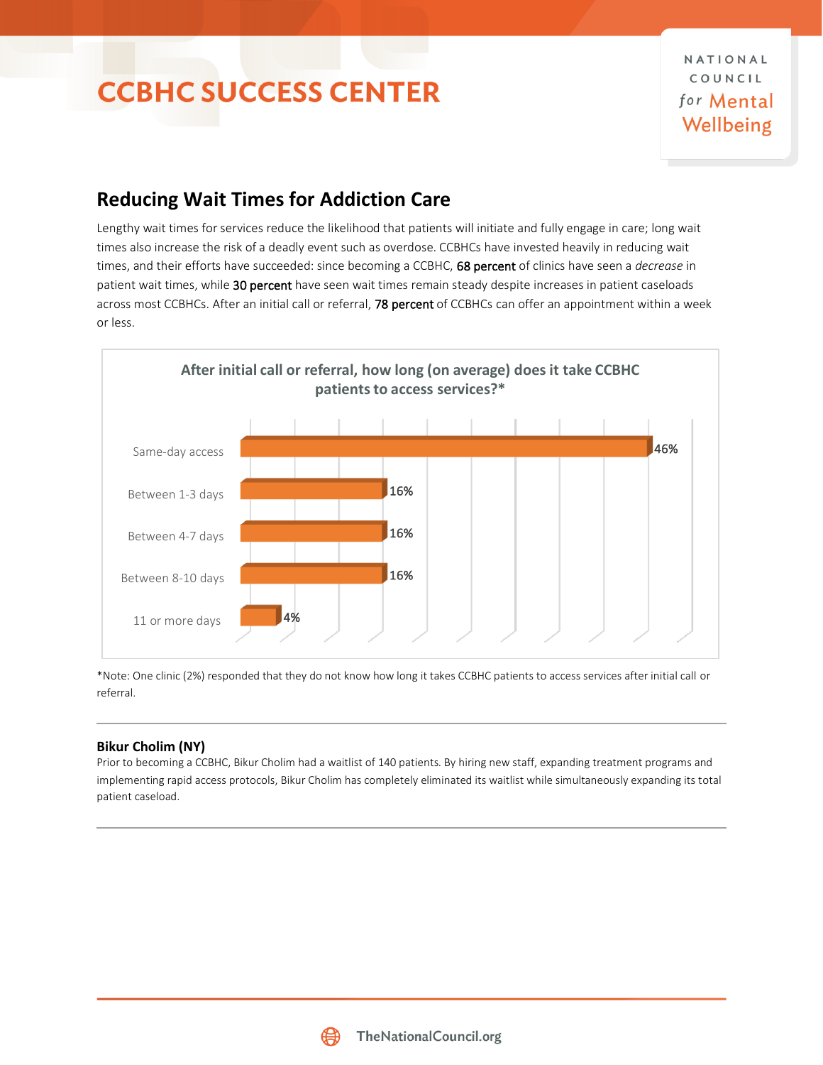## Reducing Wait Times for Addiction Care

Lengthy wait times for services reduce the likelihood that patients will initiate and fully engage in care; long wait times also increase the risk of a deadly event such as overdose. CCBHCs have invested heavily in reducing wait times, and their efforts have succeeded: since becoming a CCBHC, **68 percent** of clinics have seen a *decrease* in patient wait times, while **30 percent** have seen wait times remain steady despite increases in patient caseloads across most CCBHCs. After an initial call or referral, **78 percent** of CCBHCs can offer an appointment within a week or less.

**After initial call or referral, how long (on average) does it take CCBHC patients to access services?***

| Time to access | Percent |
|---|---|
| Same-day access | 46% |
| Between 1-3 days | 16% |
| Between 4-7 days | 16% |
| Between 8-10 days | 16% |
| 11 or more days | 4% |

*Note: One clinic (2%) responded that they do not know how long it takes CCBHC patients to access services after initial call or referral.

---

**Bikur Cholim (NY)**

Prior to becoming a CCBHC, Bikur Cholim had a waitlist of 140 patients. By hiring new staff, expanding treatment programs and implementing rapid access protocols, Bikur Cholim has completely eliminated its waitlist while simultaneously expanding its total patient caseload.

---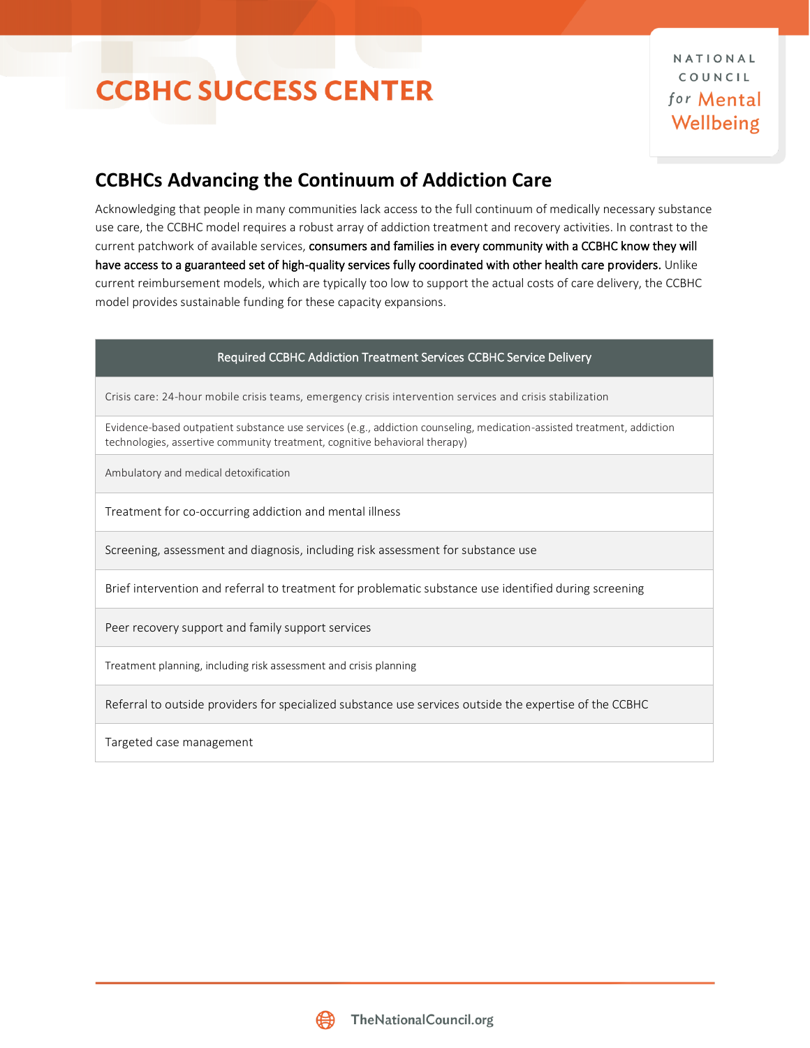# CCBHC SUCCESS CENTER

## CCBHCs Advancing the Continuum of Addiction Care

Acknowledging that people in many communities lack access to the full continuum of medically necessary substance use care, the CCBHC model requires a robust array of addiction treatment and recovery activities. In contrast to the current patchwork of available services, **consumers and families in every community with a CCBHC know they will have access to a guaranteed set of high-quality services fully coordinated with other health care providers.** Unlike current reimbursement models, which are typically too low to support the actual costs of care delivery, the CCBHC model provides sustainable funding for these capacity expansions.

| Required CCBHC Addiction Treatment Services CCBHC Service Delivery |
|---|
| Crisis care: 24-hour mobile crisis teams, emergency crisis intervention services and crisis stabilization |
| Evidence-based outpatient substance use services (e.g., addiction counseling, medication-assisted treatment, addiction technologies, assertive community treatment, cognitive behavioral therapy) |
| Ambulatory and medical detoxification |
| Treatment for co-occurring addiction and mental illness |
| Screening, assessment and diagnosis, including risk assessment for substance use |
| Brief intervention and referral to treatment for problematic substance use identified during screening |
| Peer recovery support and family support services |
| Treatment planning, including risk assessment and crisis planning |
| Referral to outside providers for specialized substance use services outside the expertise of the CCBHC |
| Targeted case management |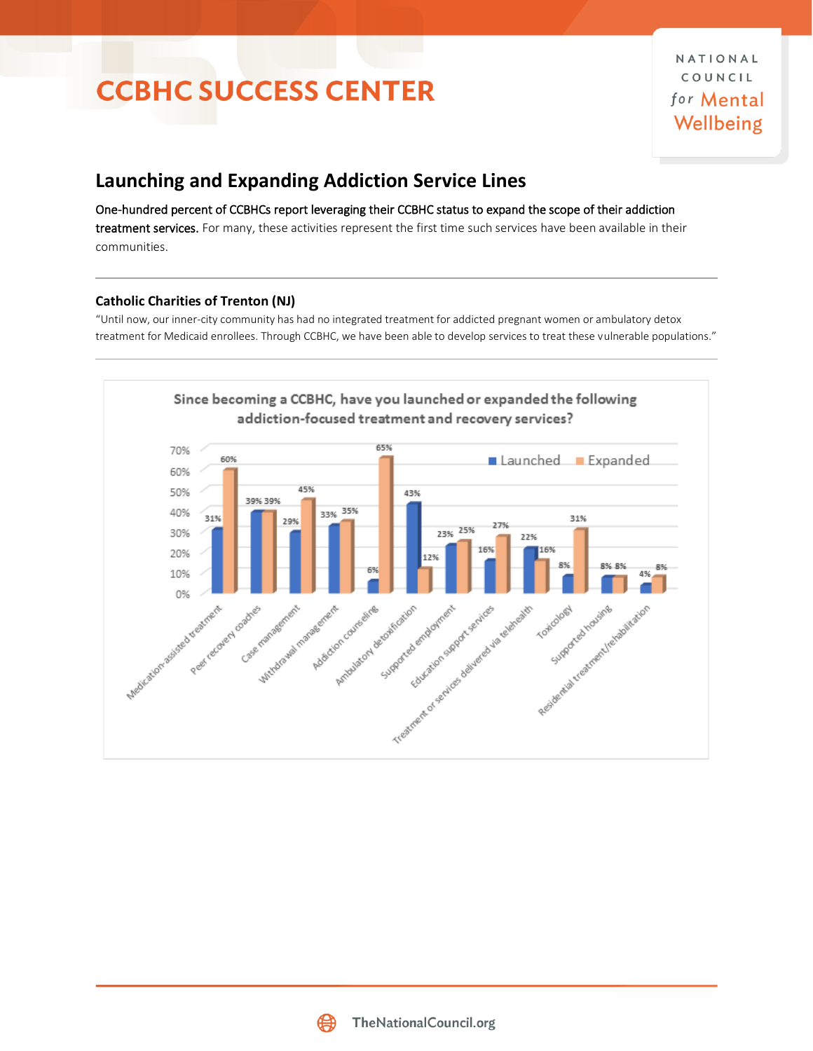## Launching and Expanding Addiction Service Lines

**One-hundred percent of CCBHCs report leveraging their CCBHC status to expand the scope of their addiction treatment services.** For many, these activities represent the first time such services have been available in their communities.

---

### Catholic Charities of Trenton (NJ)

"Until now, our inner-city community has had no integrated treatment for addicted pregnant women or ambulatory detox treatment for Medicaid enrollees. Through CCBHC, we have been able to develop services to treat these vulnerable populations."

---

**Since becoming a CCBHC, have you launched or expanded the following addiction-focused treatment and recovery services?**

| Service | Launched | Expanded |
|---|---|---|
| Medication-assisted treatment | 31% | 60% |
| Peer recovery coaches | 39% | 39% |
| Case management | 29% | 45% |
| Withdrawal management | 33% | 35% |
| Addiction counseling | 6% | 65% |
| Ambulatory detoxification | 43% | 12% |
| Supported employment | 23% | 25% |
| Education support services | 16% | 27% |
| Treatment or services delivered via telehealth | 22% | 16% |
| Toxicology | 8% | 31% |
| Supported housing | 8% | 8% |
| Residential treatment/rehabilitation | 4% | 8% |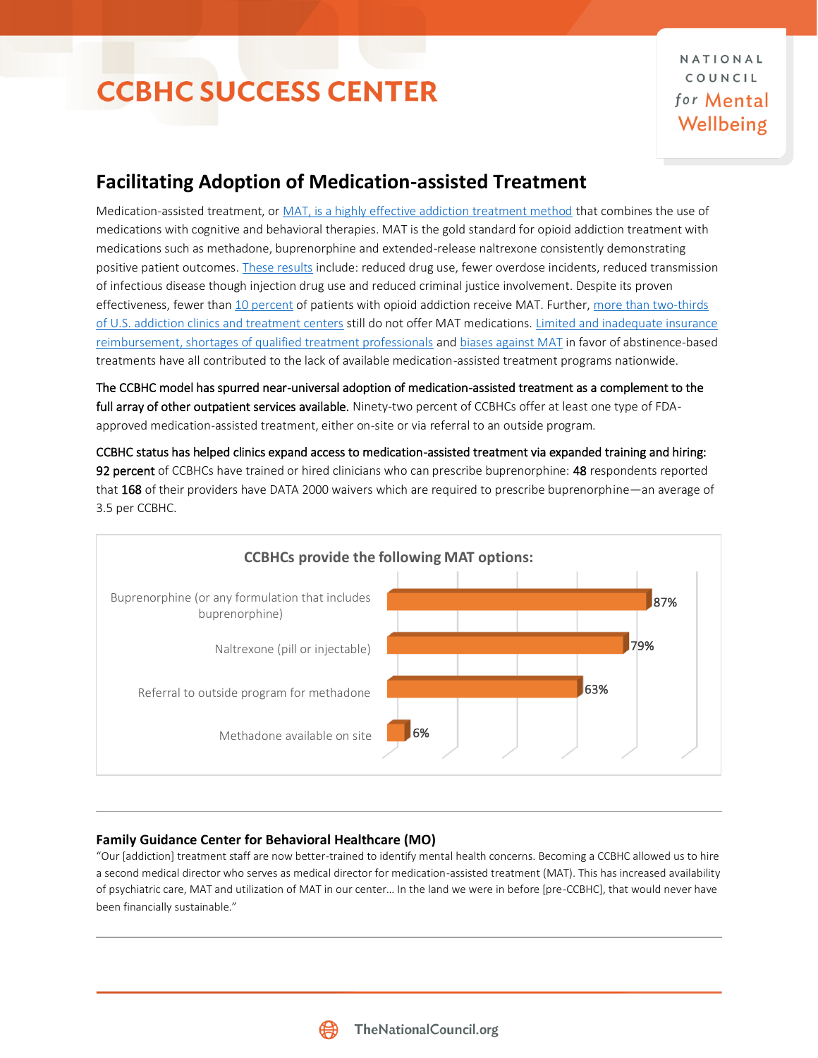# CCBHC SUCCESS CENTER

## Facilitating Adoption of Medication-assisted Treatment

Medication-assisted treatment, or MAT, is a highly effective addiction treatment method that combines the use of medications with cognitive and behavioral therapies. MAT is the gold standard for opioid addiction treatment with medications such as methadone, buprenorphine and extended-release naltrexone consistently demonstrating positive patient outcomes. These results include: reduced drug use, fewer overdose incidents, reduced transmission of infectious disease though injection drug use and reduced criminal justice involvement. Despite its proven effectiveness, fewer than 10 percent of patients with opioid addiction receive MAT. Further, more than two-thirds of U.S. addiction clinics and treatment centers still do not offer MAT medications. Limited and inadequate insurance reimbursement, shortages of qualified treatment professionals and biases against MAT in favor of abstinence-based treatments have all contributed to the lack of available medication-assisted treatment programs nationwide.

**The CCBHC model has spurred near-universal adoption of medication-assisted treatment as a complement to the full array of other outpatient services available.** Ninety-two percent of CCBHCs offer at least one type of FDA-approved medication-assisted treatment, either on-site or via referral to an outside program.

**CCBHC status has helped clinics expand access to medication-assisted treatment via expanded training and hiring: 92 percent** of CCBHCs have trained or hired clinicians who can prescribe buprenorphine: **48** respondents reported that **168** of their providers have DATA 2000 waivers which are required to prescribe buprenorphine—an average of 3.5 per CCBHC.

**CCBHCs provide the following MAT options:**

| MAT option | Percent |
| --- | --- |
| Buprenorphine (or any formulation that includes buprenorphine) | 87% |
| Naltrexone (pill or injectable) | 79% |
| Referral to outside program for methadone | 63% |
| Methadone available on site | 6% |

---

**Family Guidance Center for Behavioral Healthcare (MO)**

"Our [addiction] treatment staff are now better-trained to identify mental health concerns. Becoming a CCBHC allowed us to hire a second medical director who serves as medical director for medication-assisted treatment (MAT). This has increased availability of psychiatric care, MAT and utilization of MAT in our center… In the land we were in before [pre-CCBHC], that would never have been financially sustainable."

---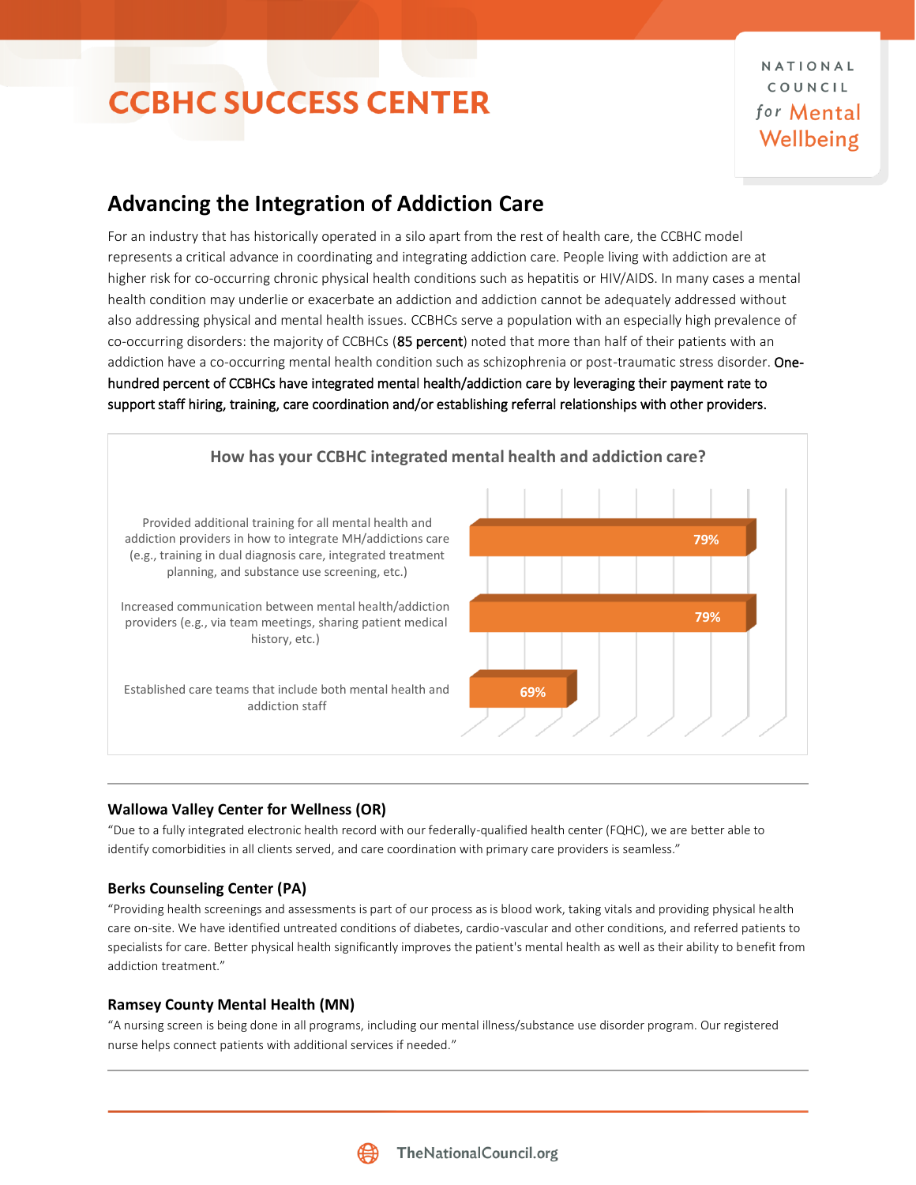# CCBHC SUCCESS CENTER

## Advancing the Integration of Addiction Care

For an industry that has historically operated in a silo apart from the rest of health care, the CCBHC model represents a critical advance in coordinating and integrating addiction care. People living with addiction are at higher risk for co-occurring chronic physical health conditions such as hepatitis or HIV/AIDS. In many cases a mental health condition may underlie or exacerbate an addiction and addiction cannot be adequately addressed without also addressing physical and mental health issues. CCBHCs serve a population with an especially high prevalence of co-occurring disorders: the majority of CCBHCs (85 percent) noted that more than half of their patients with an addiction have a co-occurring mental health condition such as schizophrenia or post-traumatic stress disorder. One-hundred percent of CCBHCs have integrated mental health/addiction care by leveraging their payment rate to support staff hiring, training, care coordination and/or establishing referral relationships with other providers.

**How has your CCBHC integrated mental health and addiction care?**

| Response | Percent |
| --- | --- |
| Provided additional training for all mental health and addiction providers in how to integrate MH/addictions care (e.g., training in dual diagnosis care, integrated treatment planning, and substance use screening, etc.) | 79% |
| Increased communication between mental health/addiction providers (e.g., via team meetings, sharing patient medical history, etc.) | 79% |
| Established care teams that include both mental health and addiction staff | 69% |

---

### Wallowa Valley Center for Wellness (OR)

"Due to a fully integrated electronic health record with our federally-qualified health center (FQHC), we are better able to identify comorbidities in all clients served, and care coordination with primary care providers is seamless."

### Berks Counseling Center (PA)

"Providing health screenings and assessments is part of our process as is blood work, taking vitals and providing physical health care on-site. We have identified untreated conditions of diabetes, cardio-vascular and other conditions, and referred patients to specialists for care. Better physical health significantly improves the patient's mental health as well as their ability to benefit from addiction treatment."

### Ramsey County Mental Health (MN)

"A nursing screen is being done in all programs, including our mental illness/substance use disorder program. Our registered nurse helps connect patients with additional services if needed."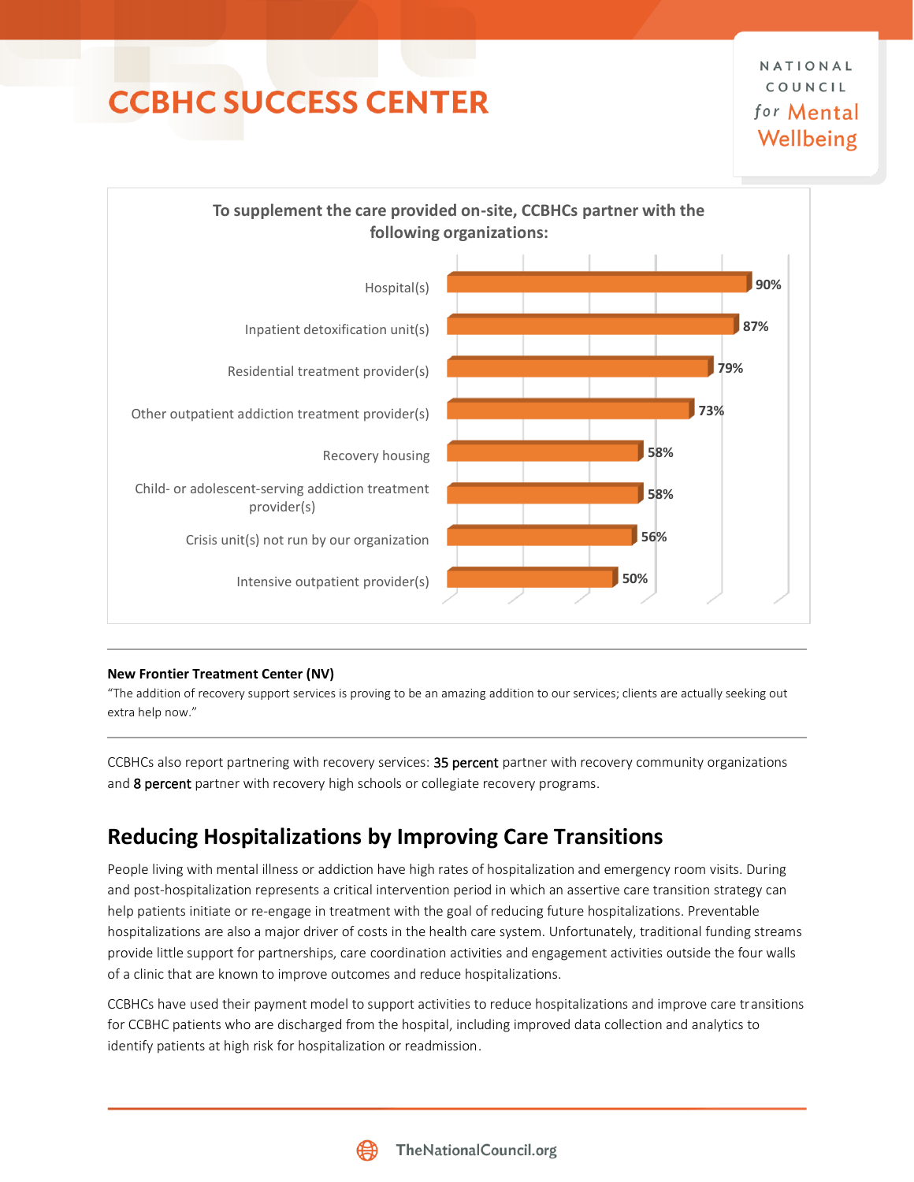# CCBHC SUCCESS CENTER

**To supplement the care provided on-site, CCBHCs partner with the following organizations:**

| Organization | Percent |
| --- | --- |
| Hospital(s) | 90% |
| Inpatient detoxification unit(s) | 87% |
| Residential treatment provider(s) | 79% |
| Other outpatient addiction treatment provider(s) | 73% |
| Recovery housing | 58% |
| Child- or adolescent-serving addiction treatment provider(s) | 58% |
| Crisis unit(s) not run by our organization | 56% |
| Intensive outpatient provider(s) | 50% |

---

**New Frontier Treatment Center (NV)**

"The addition of recovery support services is proving to be an amazing addition to our services; clients are actually seeking out extra help now."

---

CCBHCs also report partnering with recovery services: 35 percent partner with recovery community organizations and 8 percent partner with recovery high schools or collegiate recovery programs.

## Reducing Hospitalizations by Improving Care Transitions

People living with mental illness or addiction have high rates of hospitalization and emergency room visits. During and post-hospitalization represents a critical intervention period in which an assertive care transition strategy can help patients initiate or re-engage in treatment with the goal of reducing future hospitalizations. Preventable hospitalizations are also a major driver of costs in the health care system. Unfortunately, traditional funding streams provide little support for partnerships, care coordination activities and engagement activities outside the four walls of a clinic that are known to improve outcomes and reduce hospitalizations.

CCBHCs have used their payment model to support activities to reduce hospitalizations and improve care transitions for CCBHC patients who are discharged from the hospital, including improved data collection and analytics to identify patients at high risk for hospitalization or readmission.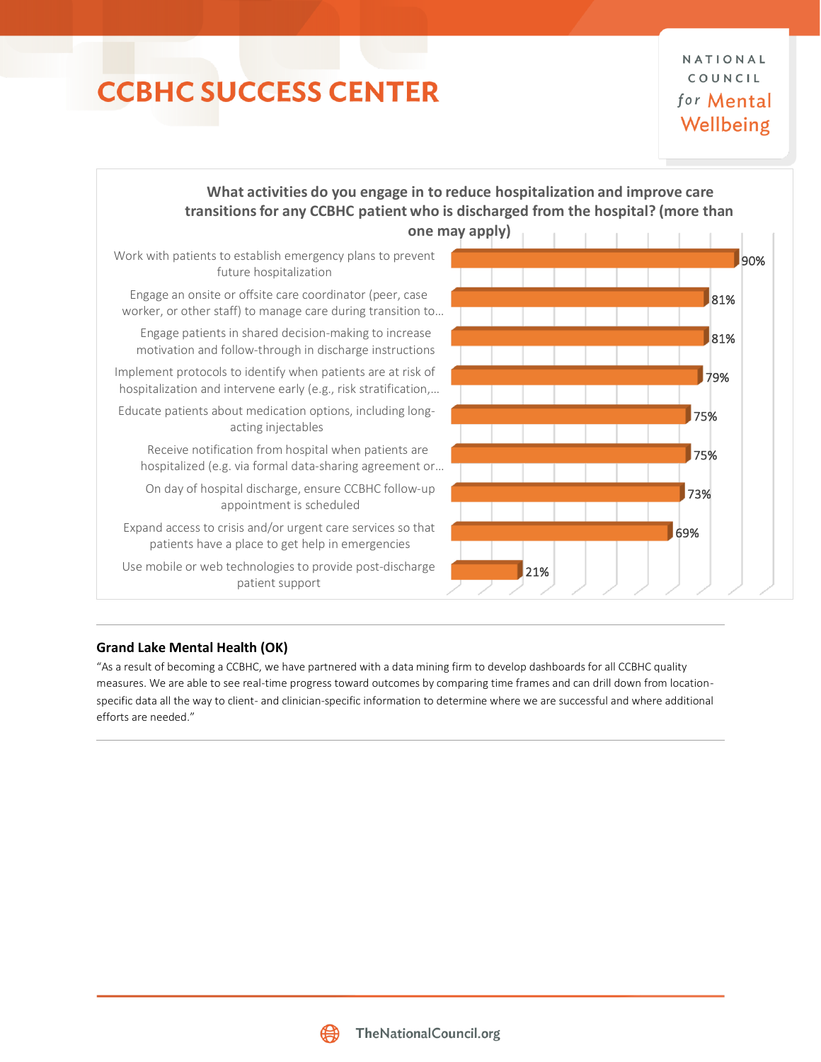**What activities do you engage in to reduce hospitalization and improve care transitions for any CCBHC patient who is discharged from the hospital? (more than one may apply)**

| Activity | Percentage |
| --- | --- |
| Work with patients to establish emergency plans to prevent future hospitalization | 90% |
| Engage an onsite or offsite care coordinator (peer, case worker, or other staff) to manage care during transition to... | 81% |
| Engage patients in shared decision-making to increase motivation and follow-through in discharge instructions | 81% |
| Implement protocols to identify when patients are at risk of hospitalization and intervene early (e.g., risk stratification,... | 79% |
| Educate patients about medication options, including long-acting injectables | 75% |
| Receive notification from hospital when patients are hospitalized (e.g. via formal data-sharing agreement or... | 75% |
| On day of hospital discharge, ensure CCBHC follow-up appointment is scheduled | 73% |
| Expand access to crisis and/or urgent care services so that patients have a place to get help in emergencies | 69% |
| Use mobile or web technologies to provide post-discharge patient support | 21% |

**Grand Lake Mental Health (OK)**

"As a result of becoming a CCBHC, we have partnered with a data mining firm to develop dashboards for all CCBHC quality measures. We are able to see real-time progress toward outcomes by comparing time frames and can drill down from location-specific data all the way to client- and clinician-specific information to determine where we are successful and where additional efforts are needed."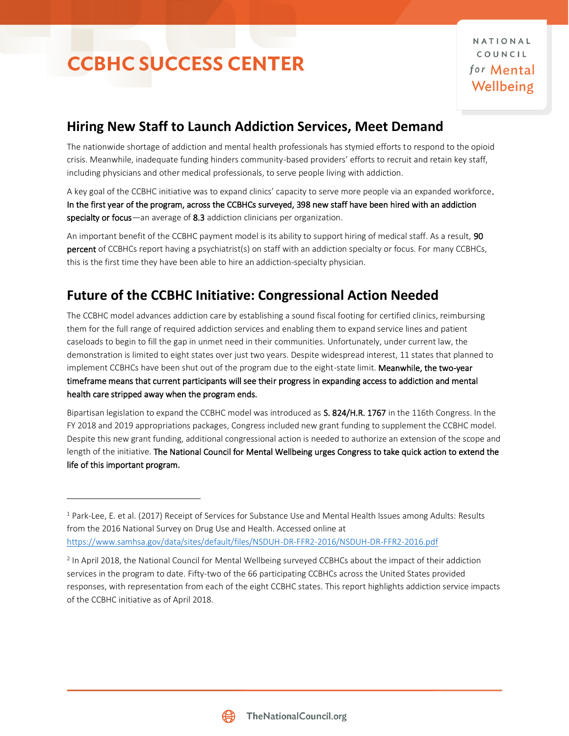## Hiring New Staff to Launch Addiction Services, Meet Demand

The nationwide shortage of addiction and mental health professionals has stymied efforts to respond to the opioid crisis. Meanwhile, inadequate funding hinders community-based providers' efforts to recruit and retain key staff, including physicians and other medical professionals, to serve people living with addiction.

A key goal of the CCBHC initiative was to expand clinics' capacity to serve more people via an expanded workforce. **In the first year of the program, across the CCBHCs surveyed, 398 new staff have been hired with an addiction specialty or focus**—an average of **8.3** addiction clinicians per organization.

An important benefit of the CCBHC payment model is its ability to support hiring of medical staff. As a result, **90 percent** of CCBHCs report having a psychiatrist(s) on staff with an addiction specialty or focus. For many CCBHCs, this is the first time they have been able to hire an addiction-specialty physician.

## Future of the CCBHC Initiative: Congressional Action Needed

The CCBHC model advances addiction care by establishing a sound fiscal footing for certified clinics, reimbursing them for the full range of required addiction services and enabling them to expand service lines and patient caseloads to begin to fill the gap in unmet need in their communities. Unfortunately, under current law, the demonstration is limited to eight states over just two years. Despite widespread interest, 11 states that planned to implement CCBHCs have been shut out of the program due to the eight-state limit. **Meanwhile, the two-year timeframe means that current participants will see their progress in expanding access to addiction and mental health care stripped away when the program ends.**

Bipartisan legislation to expand the CCBHC model was introduced as **S. 824/H.R. 1767** in the 116th Congress. In the FY 2018 and 2019 appropriations packages, Congress included new grant funding to supplement the CCBHC model. Despite this new grant funding, additional congressional action is needed to authorize an extension of the scope and length of the initiative. **The National Council for Mental Wellbeing urges Congress to take quick action to extend the life of this important program.**

---

[1] Park-Lee, E. et al. (2017) Receipt of Services for Substance Use and Mental Health Issues among Adults: Results from the 2016 National Survey on Drug Use and Health. Accessed online at https://www.samhsa.gov/data/sites/default/files/NSDUH-DR-FFR2-2016/NSDUH-DR-FFR2-2016.pdf

[2] In April 2018, the National Council for Mental Wellbeing surveyed CCBHCs about the impact of their addiction services in the program to date. Fifty-two of the 66 participating CCBHCs across the United States provided responses, with representation from each of the eight CCBHC states. This report highlights addiction service impacts of the CCBHC initiative as of April 2018.